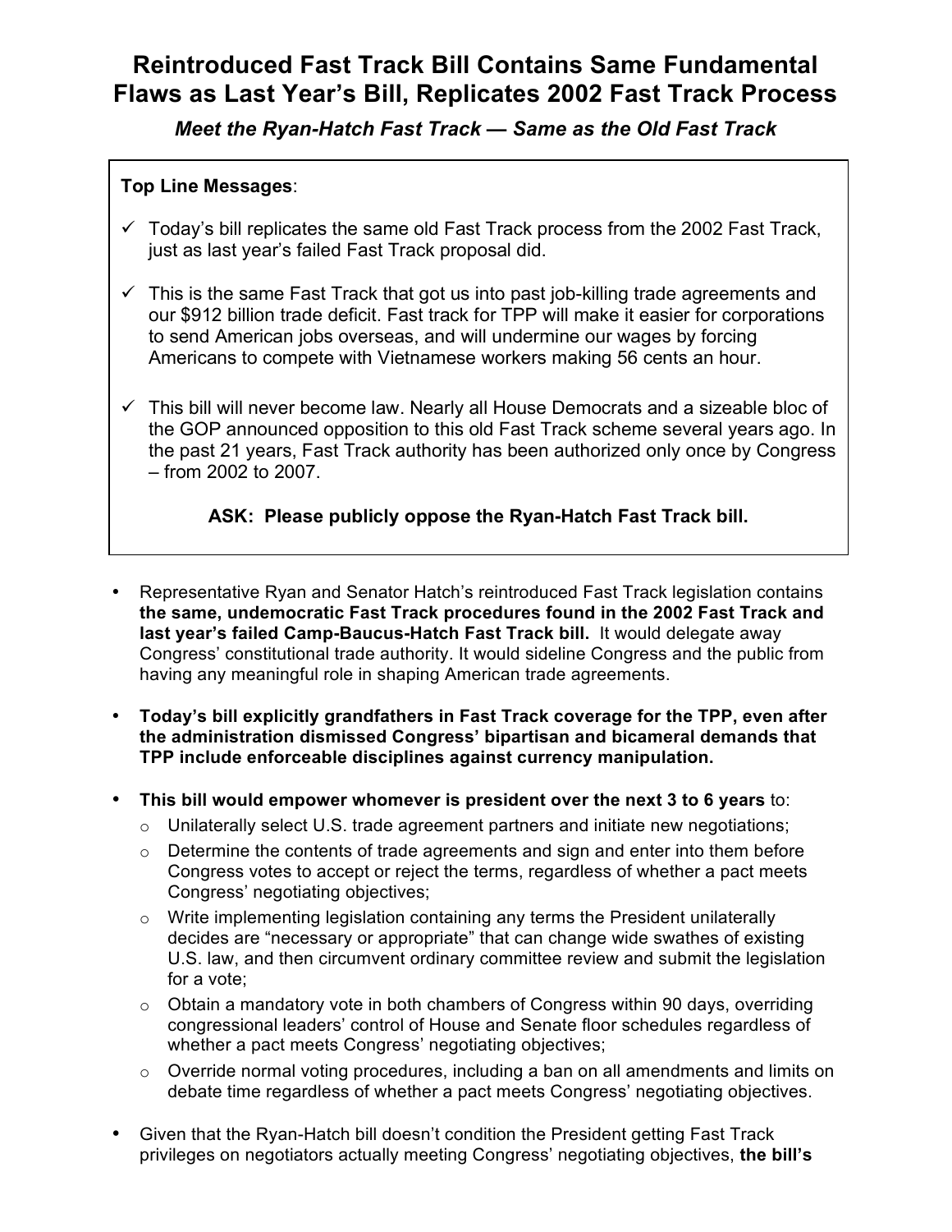# Reintroduced Fast Track Bill Contains Same Fundamental Flaws as Last Year's Bill, Replicates 2002 Fast Track Process

***Meet the Ryan-Hatch Fast Track — Same as the Old Fast Track***

**Top Line Messages**:

- ✓ Today's bill replicates the same old Fast Track process from the 2002 Fast Track, just as last year's failed Fast Track proposal did.
- ✓ This is the same Fast Track that got us into past job-killing trade agreements and our $912 billion trade deficit. Fast track for TPP will make it easier for corporations to send American jobs overseas, and will undermine our wages by forcing Americans to compete with Vietnamese workers making 56 cents an hour.
- ✓ This bill will never become law. Nearly all House Democrats and a sizeable bloc of the GOP announced opposition to this old Fast Track scheme several years ago. In the past 21 years, Fast Track authority has been authorized only once by Congress – from 2002 to 2007.

**ASK: Please publicly oppose the Ryan-Hatch Fast Track bill.**

- Representative Ryan and Senator Hatch's reintroduced Fast Track legislation contains **the same, undemocratic Fast Track procedures found in the 2002 Fast Track and last year's failed Camp-Baucus-Hatch Fast Track bill.** It would delegate away Congress' constitutional trade authority. It would sideline Congress and the public from having any meaningful role in shaping American trade agreements.
- **Today's bill explicitly grandfathers in Fast Track coverage for the TPP, even after the administration dismissed Congress' bipartisan and bicameral demands that TPP include enforceable disciplines against currency manipulation.**
- **This bill would empower whomever is president over the next 3 to 6 years** to:
  - Unilaterally select U.S. trade agreement partners and initiate new negotiations;
  - Determine the contents of trade agreements and sign and enter into them before Congress votes to accept or reject the terms, regardless of whether a pact meets Congress' negotiating objectives;
  - Write implementing legislation containing any terms the President unilaterally decides are "necessary or appropriate" that can change wide swathes of existing U.S. law, and then circumvent ordinary committee review and submit the legislation for a vote;
  - Obtain a mandatory vote in both chambers of Congress within 90 days, overriding congressional leaders' control of House and Senate floor schedules regardless of whether a pact meets Congress' negotiating objectives;
  - Override normal voting procedures, including a ban on all amendments and limits on debate time regardless of whether a pact meets Congress' negotiating objectives.
- Given that the Ryan-Hatch bill doesn't condition the President getting Fast Track privileges on negotiators actually meeting Congress' negotiating objectives, **the bill's**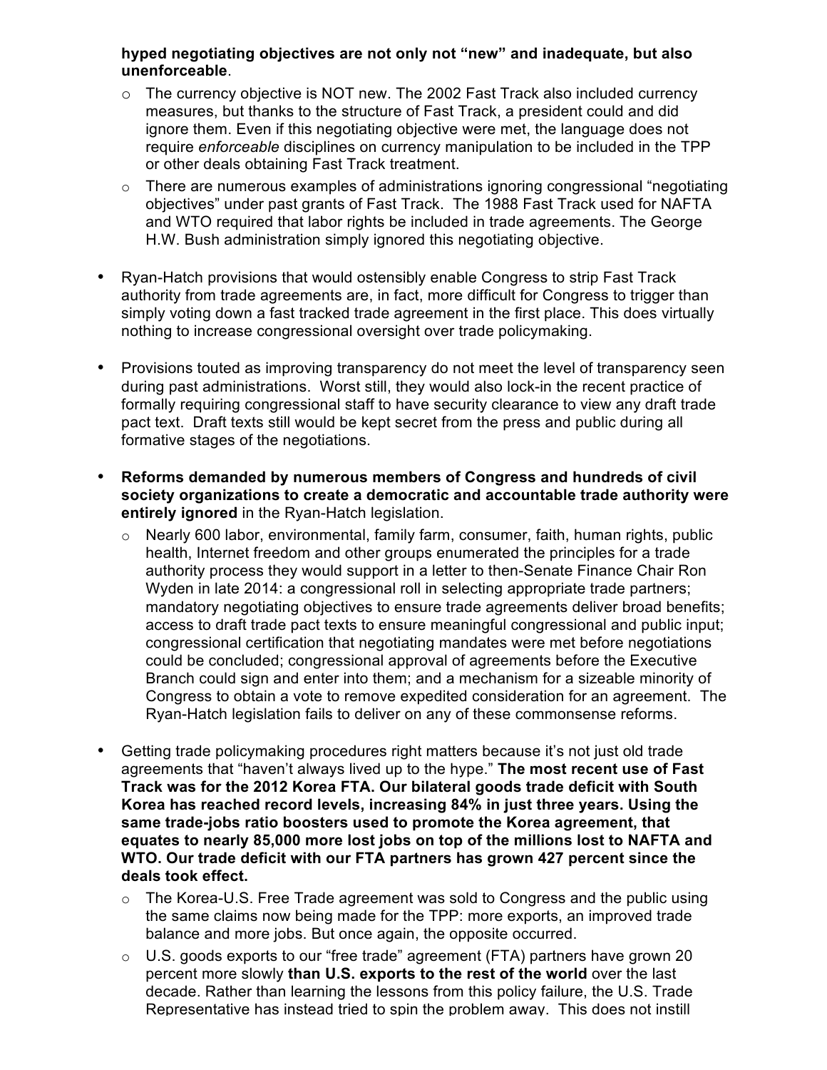**hyped negotiating objectives are not only not "new" and inadequate, but also unenforceable**.

- The currency objective is NOT new. The 2002 Fast Track also included currency measures, but thanks to the structure of Fast Track, a president could and did ignore them. Even if this negotiating objective were met, the language does not require *enforceable* disciplines on currency manipulation to be included in the TPP or other deals obtaining Fast Track treatment.
- There are numerous examples of administrations ignoring congressional "negotiating objectives" under past grants of Fast Track. The 1988 Fast Track used for NAFTA and WTO required that labor rights be included in trade agreements. The George H.W. Bush administration simply ignored this negotiating objective.

- Ryan-Hatch provisions that would ostensibly enable Congress to strip Fast Track authority from trade agreements are, in fact, more difficult for Congress to trigger than simply voting down a fast tracked trade agreement in the first place. This does virtually nothing to increase congressional oversight over trade policymaking.

- Provisions touted as improving transparency do not meet the level of transparency seen during past administrations. Worst still, they would also lock-in the recent practice of formally requiring congressional staff to have security clearance to view any draft trade pact text. Draft texts still would be kept secret from the press and public during all formative stages of the negotiations.

- **Reforms demanded by numerous members of Congress and hundreds of civil society organizations to create a democratic and accountable trade authority were entirely ignored** in the Ryan-Hatch legislation.
  - Nearly 600 labor, environmental, family farm, consumer, faith, human rights, public health, Internet freedom and other groups enumerated the principles for a trade authority process they would support in a letter to then-Senate Finance Chair Ron Wyden in late 2014: a congressional roll in selecting appropriate trade partners; mandatory negotiating objectives to ensure trade agreements deliver broad benefits; access to draft trade pact texts to ensure meaningful congressional and public input; congressional certification that negotiating mandates were met before negotiations could be concluded; congressional approval of agreements before the Executive Branch could sign and enter into them; and a mechanism for a sizeable minority of Congress to obtain a vote to remove expedited consideration for an agreement. The Ryan-Hatch legislation fails to deliver on any of these commonsense reforms.

- Getting trade policymaking procedures right matters because it's not just old trade agreements that "haven't always lived up to the hype." **The most recent use of Fast Track was for the 2012 Korea FTA. Our bilateral goods trade deficit with South Korea has reached record levels, increasing 84% in just three years. Using the same trade-jobs ratio boosters used to promote the Korea agreement, that equates to nearly 85,000 more lost jobs on top of the millions lost to NAFTA and WTO. Our trade deficit with our FTA partners has grown 427 percent since the deals took effect.**
  - The Korea-U.S. Free Trade agreement was sold to Congress and the public using the same claims now being made for the TPP: more exports, an improved trade balance and more jobs. But once again, the opposite occurred.
  - U.S. goods exports to our "free trade" agreement (FTA) partners have grown 20 percent more slowly **than U.S. exports to the rest of the world** over the last decade. Rather than learning the lessons from this policy failure, the U.S. Trade Representative has instead tried to spin the problem away. This does not instill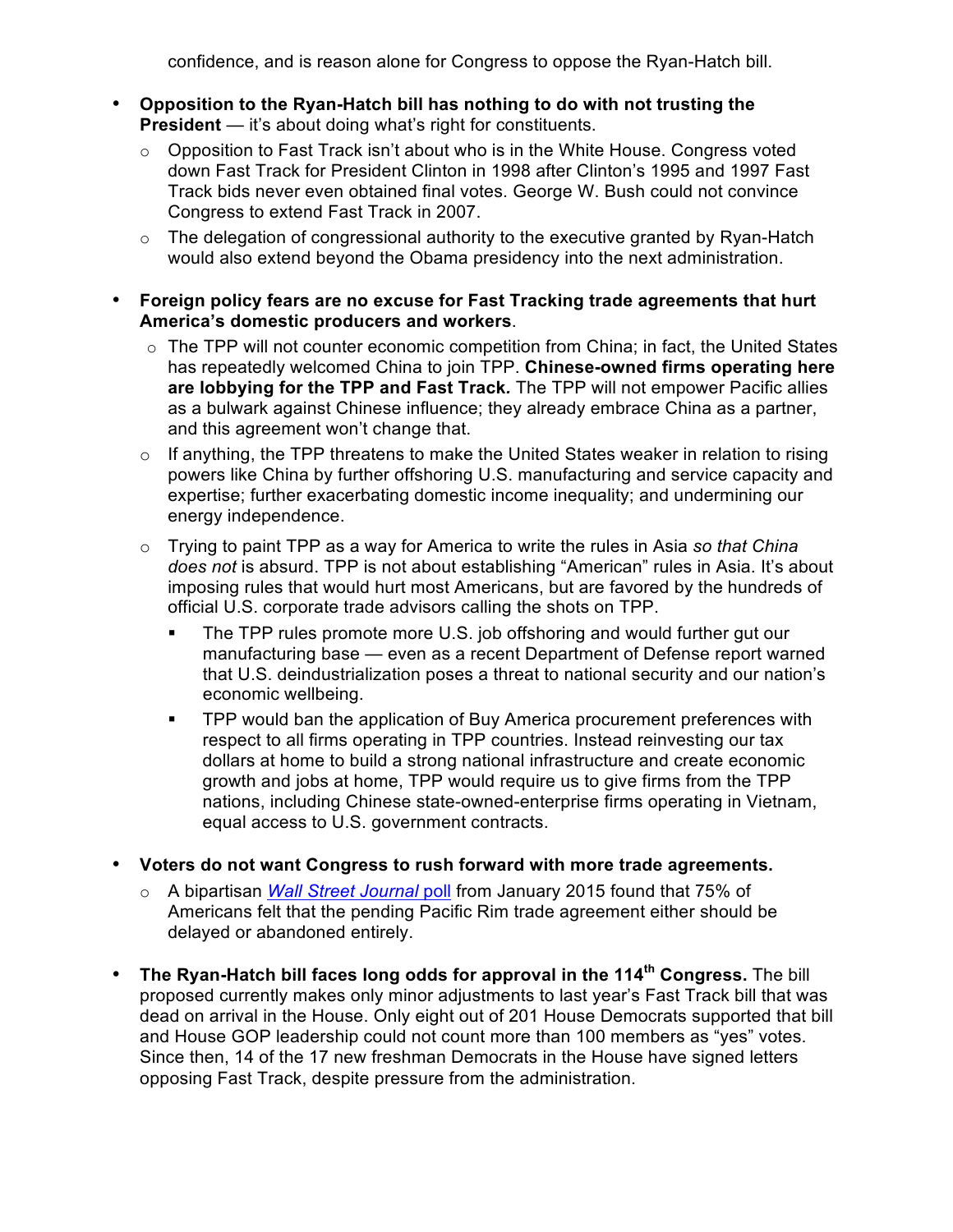confidence, and is reason alone for Congress to oppose the Ryan-Hatch bill.

- **Opposition to the Ryan-Hatch bill has nothing to do with not trusting the President** — it's about doing what's right for constituents.
  - Opposition to Fast Track isn't about who is in the White House. Congress voted down Fast Track for President Clinton in 1998 after Clinton's 1995 and 1997 Fast Track bids never even obtained final votes. George W. Bush could not convince Congress to extend Fast Track in 2007.
  - The delegation of congressional authority to the executive granted by Ryan-Hatch would also extend beyond the Obama presidency into the next administration.

- **Foreign policy fears are no excuse for Fast Tracking trade agreements that hurt America's domestic producers and workers**.
  - The TPP will not counter economic competition from China; in fact, the United States has repeatedly welcomed China to join TPP. **Chinese-owned firms operating here are lobbying for the TPP and Fast Track.** The TPP will not empower Pacific allies as a bulwark against Chinese influence; they already embrace China as a partner, and this agreement won't change that.
  - If anything, the TPP threatens to make the United States weaker in relation to rising powers like China by further offshoring U.S. manufacturing and service capacity and expertise; further exacerbating domestic income inequality; and undermining our energy independence.
  - Trying to paint TPP as a way for America to write the rules in Asia *so that China does not* is absurd. TPP is not about establishing "American" rules in Asia. It's about imposing rules that would hurt most Americans, but are favored by the hundreds of official U.S. corporate trade advisors calling the shots on TPP.
    - The TPP rules promote more U.S. job offshoring and would further gut our manufacturing base — even as a recent Department of Defense report warned that U.S. deindustrialization poses a threat to national security and our nation's economic wellbeing.
    - TPP would ban the application of Buy America procurement preferences with respect to all firms operating in TPP countries. Instead reinvesting our tax dollars at home to build a strong national infrastructure and create economic growth and jobs at home, TPP would require us to give firms from the TPP nations, including Chinese state-owned-enterprise firms operating in Vietnam, equal access to U.S. government contracts.

- **Voters do not want Congress to rush forward with more trade agreements.**
  - A bipartisan *Wall Street Journal* poll from January 2015 found that 75% of Americans felt that the pending Pacific Rim trade agreement either should be delayed or abandoned entirely.

- **The Ryan-Hatch bill faces long odds for approval in the 114th Congress.** The bill proposed currently makes only minor adjustments to last year's Fast Track bill that was dead on arrival in the House. Only eight out of 201 House Democrats supported that bill and House GOP leadership could not count more than 100 members as "yes" votes. Since then, 14 of the 17 new freshman Democrats in the House have signed letters opposing Fast Track, despite pressure from the administration.